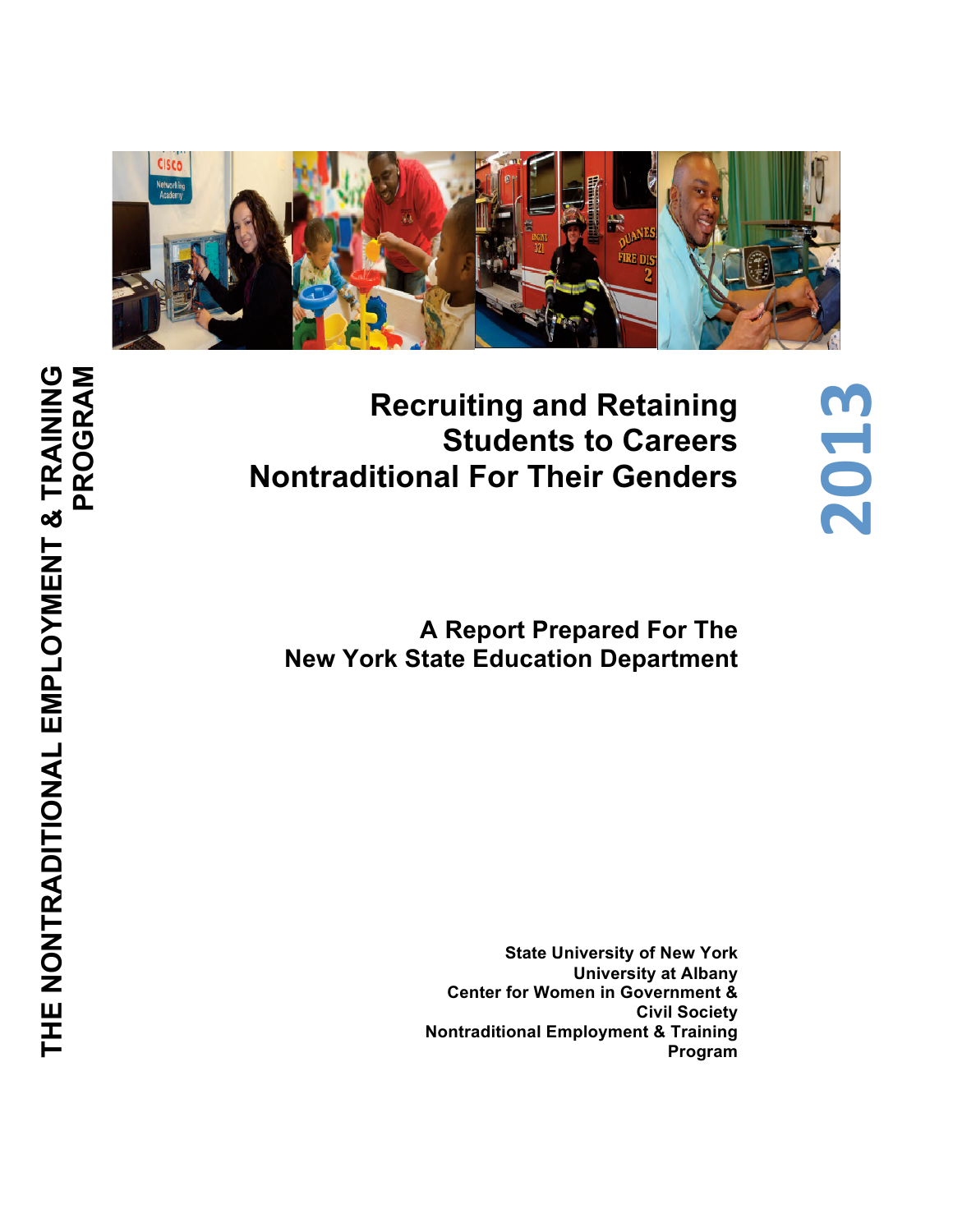THE NONTRADITIONAL EMPLOYMENT & TRAINING PROGRAM

# Recruiting and Retaining Students to Careers Nontraditional For Their Genders

2013

## A Report Prepared For The New York State Education Department

**State University of New York**
**University at Albany**
**Center for Women in Government & Civil Society**
**Nontraditional Employment & Training Program**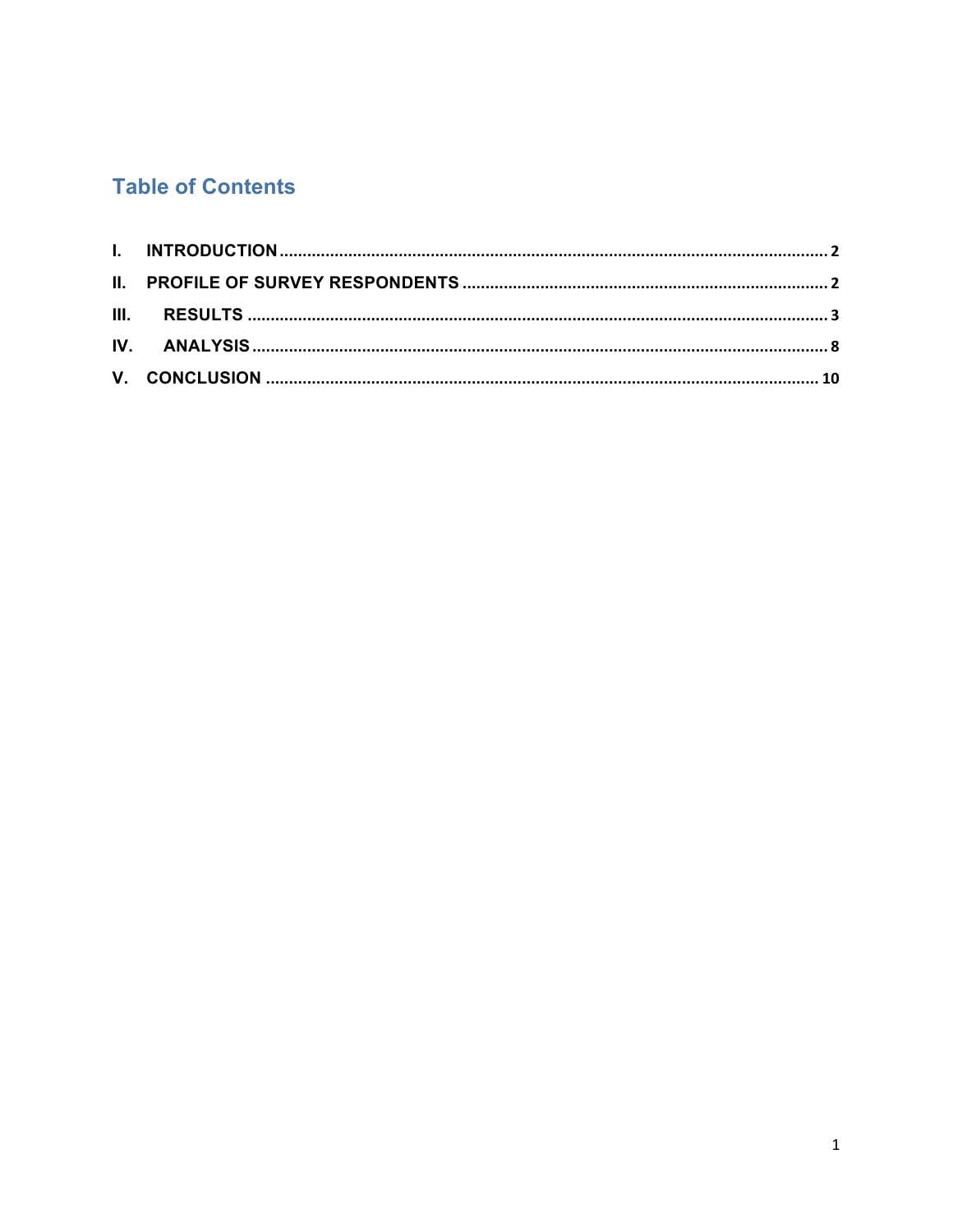## Table of Contents

I. INTRODUCTION ........ 2

II. PROFILE OF SURVEY RESPONDENTS ........ 2

III. RESULTS ........ 3

IV. ANALYSIS ........ 8

V. CONCLUSION ........ 10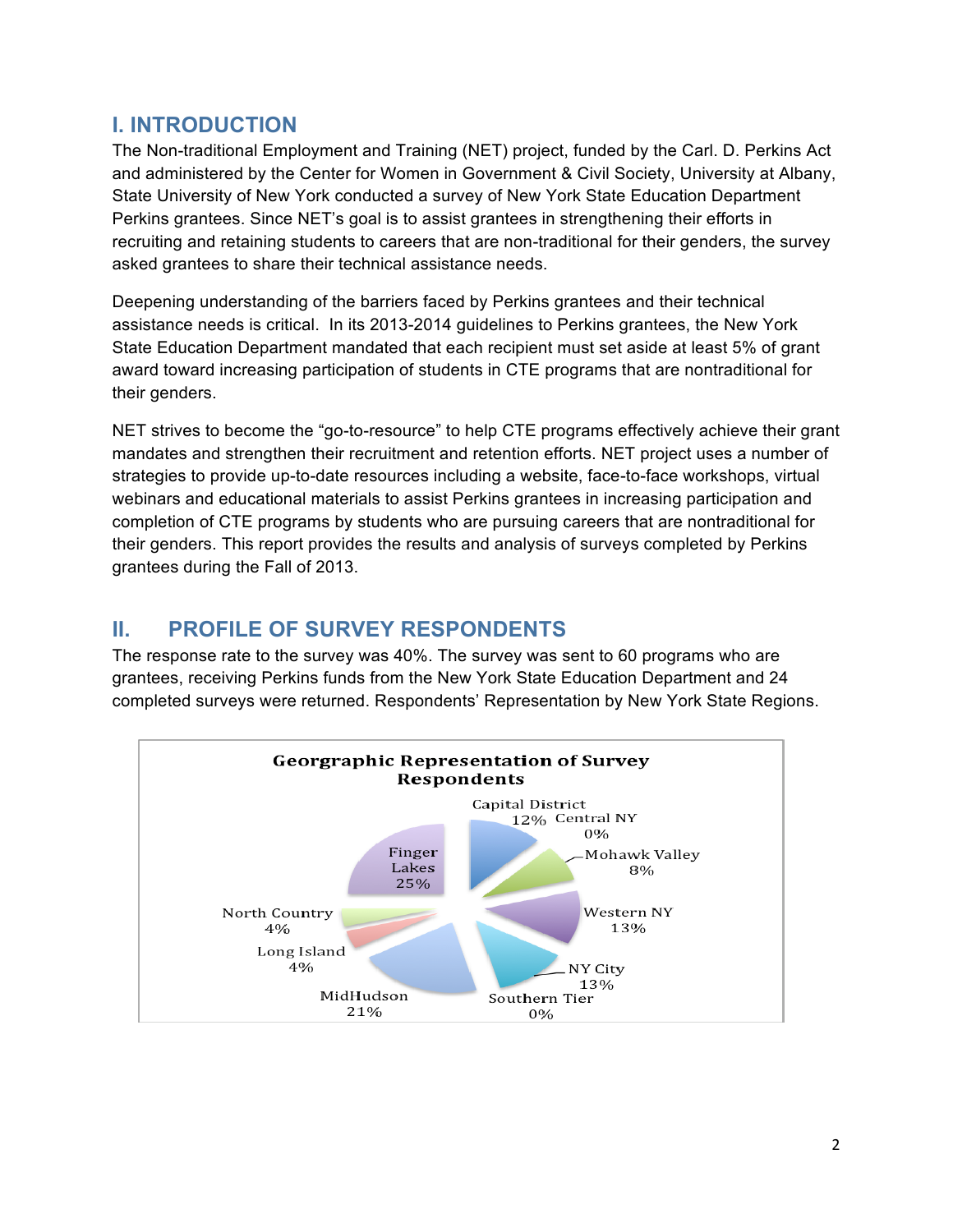## I. INTRODUCTION

The Non-traditional Employment and Training (NET) project, funded by the Carl. D. Perkins Act and administered by the Center for Women in Government & Civil Society, University at Albany, State University of New York conducted a survey of New York State Education Department Perkins grantees. Since NET's goal is to assist grantees in strengthening their efforts in recruiting and retaining students to careers that are non-traditional for their genders, the survey asked grantees to share their technical assistance needs.

Deepening understanding of the barriers faced by Perkins grantees and their technical assistance needs is critical. In its 2013-2014 guidelines to Perkins grantees, the New York State Education Department mandated that each recipient must set aside at least 5% of grant award toward increasing participation of students in CTE programs that are nontraditional for their genders.

NET strives to become the "go-to-resource" to help CTE programs effectively achieve their grant mandates and strengthen their recruitment and retention efforts. NET project uses a number of strategies to provide up-to-date resources including a website, face-to-face workshops, virtual webinars and educational materials to assist Perkins grantees in increasing participation and completion of CTE programs by students who are pursuing careers that are nontraditional for their genders. This report provides the results and analysis of surveys completed by Perkins grantees during the Fall of 2013.

## II. PROFILE OF SURVEY RESPONDENTS

The response rate to the survey was 40%. The survey was sent to 60 programs who are grantees, receiving Perkins funds from the New York State Education Department and 24 completed surveys were returned. Respondents' Representation by New York State Regions.

Georgraphic Representation of Survey Respondents

Capital District 12%
Central NY 0%
Mohawk Valley 8%
Western NY 13%
NY City 13%
Southern Tier 0%
MidHudson 21%
Long Island 4%
North Country 4%
Finger Lakes 25%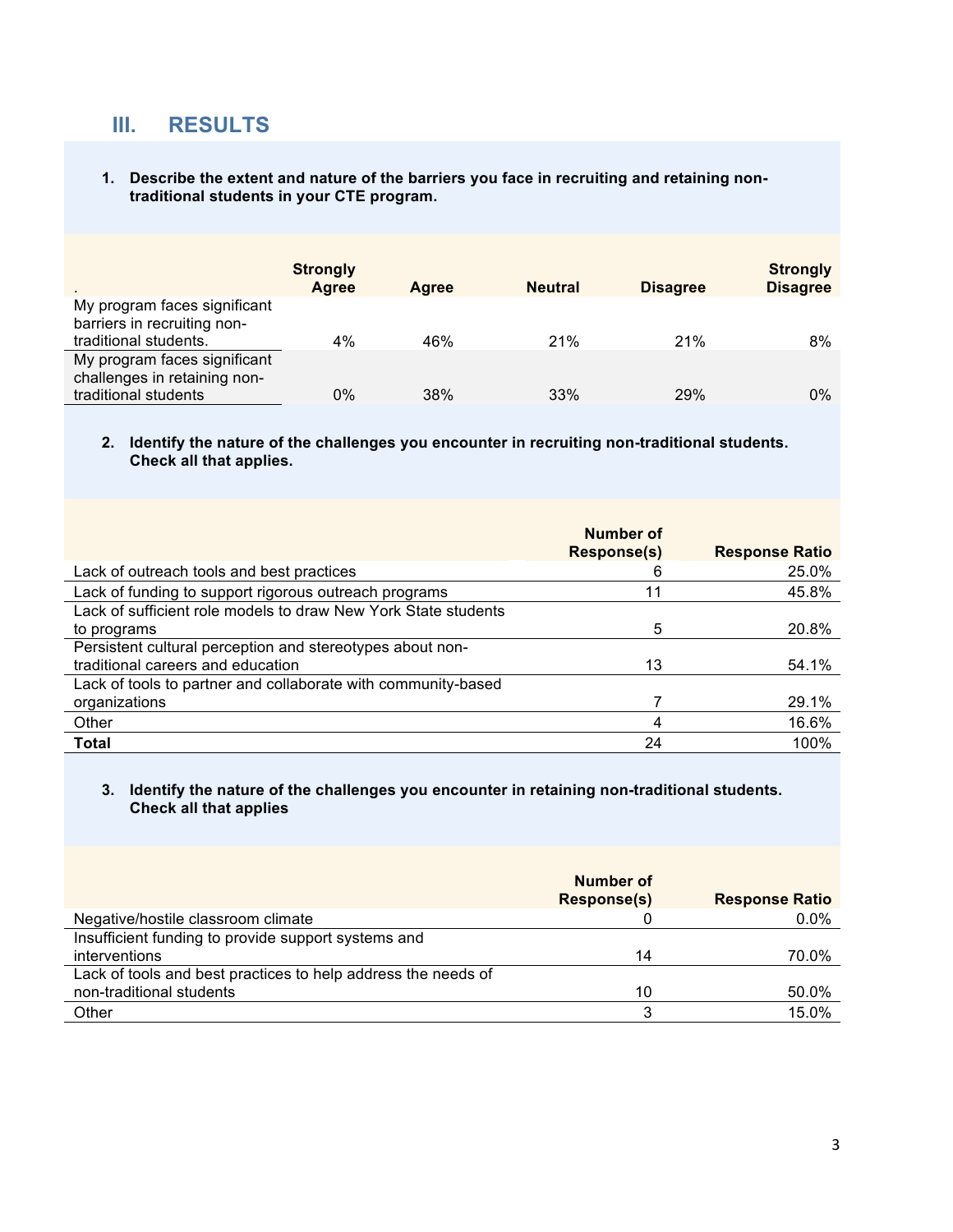## III. RESULTS

**1. Describe the extent and nature of the barriers you face in recruiting and retaining non-traditional students in your CTE program.**

| . | Strongly Agree | Agree | Neutral | Disagree | Strongly Disagree |
|---|---|---|---|---|---|
| My program faces significant barriers in recruiting non-traditional students. | 4% | 46% | 21% | 21% | 8% |
| My program faces significant challenges in retaining non-traditional students | 0% | 38% | 33% | 29% | 0% |

**2. Identify the nature of the challenges you encounter in recruiting non-traditional students. Check all that applies.**

| | Number of Response(s) | Response Ratio |
|---|---|---|
| Lack of outreach tools and best practices | 6 | 25.0% |
| Lack of funding to support rigorous outreach programs | 11 | 45.8% |
| Lack of sufficient role models to draw New York State students to programs | 5 | 20.8% |
| Persistent cultural perception and stereotypes about non-traditional careers and education | 13 | 54.1% |
| Lack of tools to partner and collaborate with community-based organizations | 7 | 29.1% |
| Other | 4 | 16.6% |
| **Total** | 24 | 100% |

**3. Identify the nature of the challenges you encounter in retaining non-traditional students. Check all that applies**

| | Number of Response(s) | Response Ratio |
|---|---|---|
| Negative/hostile classroom climate | 0 | 0.0% |
| Insufficient funding to provide support systems and interventions | 14 | 70.0% |
| Lack of tools and best practices to help address the needs of non-traditional students | 10 | 50.0% |
| Other | 3 | 15.0% |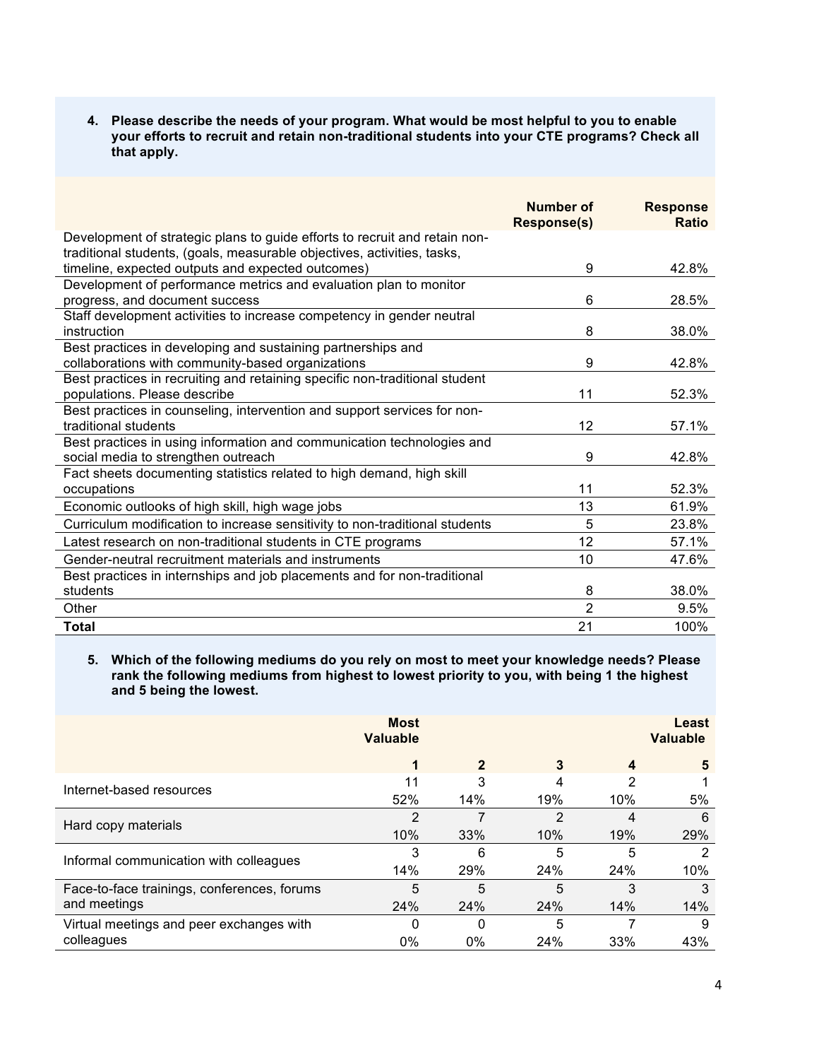**4. Please describe the needs of your program. What would be most helpful to you to enable your efforts to recruit and retain non-traditional students into your CTE programs? Check all that apply.**

| | Number of Response(s) | Response Ratio |
|---|---|---|
| Development of strategic plans to guide efforts to recruit and retain non-traditional students, (goals, measurable objectives, activities, tasks, timeline, expected outputs and expected outcomes) | 9 | 42.8% |
| Development of performance metrics and evaluation plan to monitor progress, and document success | 6 | 28.5% |
| Staff development activities to increase competency in gender neutral instruction | 8 | 38.0% |
| Best practices in developing and sustaining partnerships and collaborations with community-based organizations | 9 | 42.8% |
| Best practices in recruiting and retaining specific non-traditional student populations. Please describe | 11 | 52.3% |
| Best practices in counseling, intervention and support services for non-traditional students | 12 | 57.1% |
| Best practices in using information and communication technologies and social media to strengthen outreach | 9 | 42.8% |
| Fact sheets documenting statistics related to high demand, high skill occupations | 11 | 52.3% |
| Economic outlooks of high skill, high wage jobs | 13 | 61.9% |
| Curriculum modification to increase sensitivity to non-traditional students | 5 | 23.8% |
| Latest research on non-traditional students in CTE programs | 12 | 57.1% |
| Gender-neutral recruitment materials and instruments | 10 | 47.6% |
| Best practices in internships and job placements and for non-traditional students | 8 | 38.0% |
| Other | 2 | 9.5% |
| **Total** | 21 | 100% |

**5. Which of the following mediums do you rely on most to meet your knowledge needs? Please rank the following mediums from highest to lowest priority to you, with being 1 the highest and 5 being the lowest.**

| | Most Valuable 1 | 2 | 3 | 4 | Least Valuable 5 |
|---|---|---|---|---|---|
| Internet-based resources | 11<br>52% | 3<br>14% | 4<br>19% | 2<br>10% | 1<br>5% |
| Hard copy materials | 2<br>10% | 7<br>33% | 2<br>10% | 4<br>19% | 6<br>29% |
| Informal communication with colleagues | 3<br>14% | 6<br>29% | 5<br>24% | 5<br>24% | 2<br>10% |
| Face-to-face trainings, conferences, forums and meetings | 5<br>24% | 5<br>24% | 5<br>24% | 3<br>14% | 3<br>14% |
| Virtual meetings and peer exchanges with colleagues | 0<br>0% | 0<br>0% | 5<br>24% | 7<br>33% | 9<br>43% |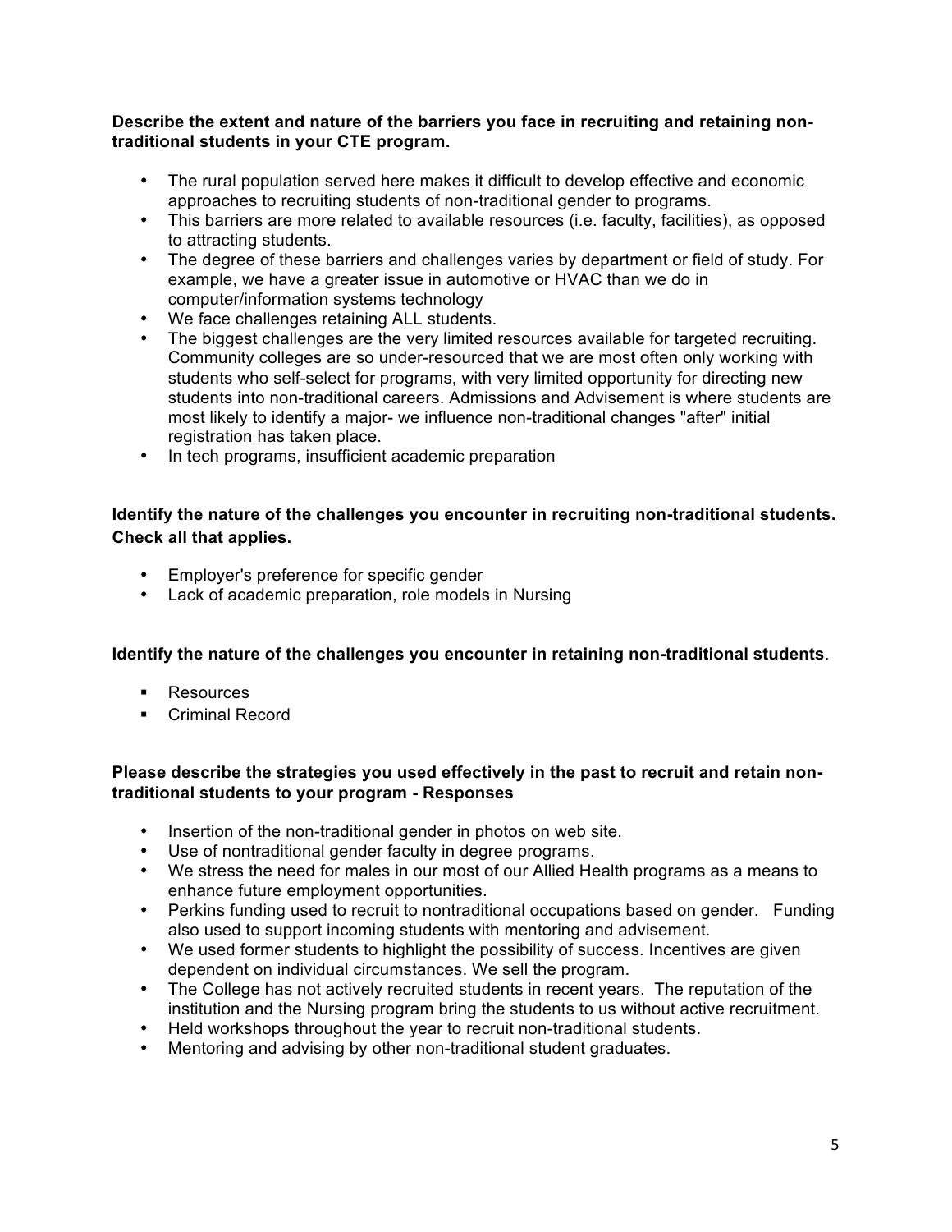**Describe the extent and nature of the barriers you face in recruiting and retaining non-traditional students in your CTE program.**

- The rural population served here makes it difficult to develop effective and economic approaches to recruiting students of non-traditional gender to programs.
- This barriers are more related to available resources (i.e. faculty, facilities), as opposed to attracting students.
- The degree of these barriers and challenges varies by department or field of study. For example, we have a greater issue in automotive or HVAC than we do in computer/information systems technology
- We face challenges retaining ALL students.
- The biggest challenges are the very limited resources available for targeted recruiting. Community colleges are so under-resourced that we are most often only working with students who self-select for programs, with very limited opportunity for directing new students into non-traditional careers. Admissions and Advisement is where students are most likely to identify a major- we influence non-traditional changes "after" initial registration has taken place.
- In tech programs, insufficient academic preparation

**Identify the nature of the challenges you encounter in recruiting non-traditional students. Check all that applies.**

- Employer's preference for specific gender
- Lack of academic preparation, role models in Nursing

**Identify the nature of the challenges you encounter in retaining non-traditional students**.

- Resources
- Criminal Record

**Please describe the strategies you used effectively in the past to recruit and retain non-traditional students to your program - Responses**

- Insertion of the non-traditional gender in photos on web site.
- Use of nontraditional gender faculty in degree programs.
- We stress the need for males in our most of our Allied Health programs as a means to enhance future employment opportunities.
- Perkins funding used to recruit to nontraditional occupations based on gender. Funding also used to support incoming students with mentoring and advisement.
- We used former students to highlight the possibility of success. Incentives are given dependent on individual circumstances. We sell the program.
- The College has not actively recruited students in recent years. The reputation of the institution and the Nursing program bring the students to us without active recruitment.
- Held workshops throughout the year to recruit non-traditional students.
- Mentoring and advising by other non-traditional student graduates.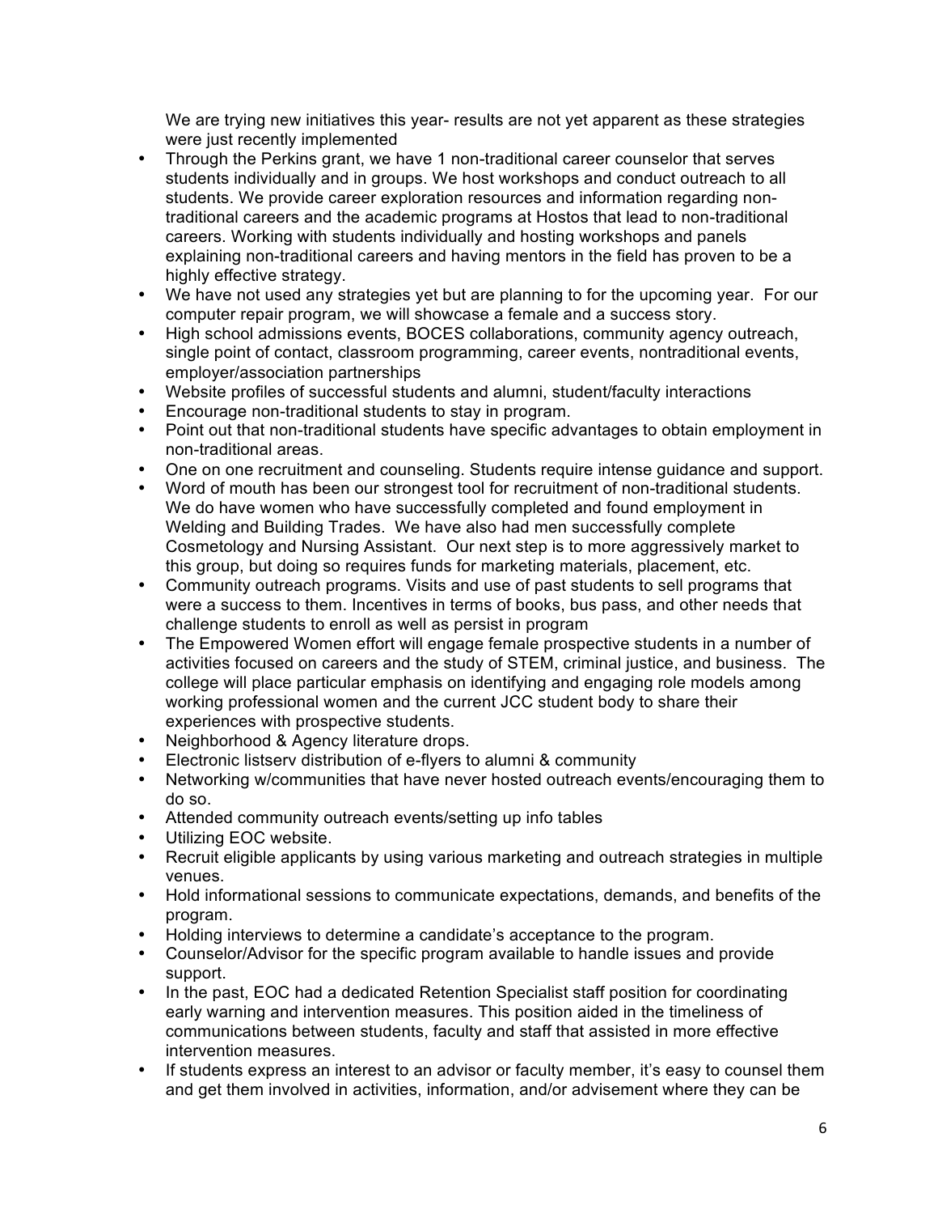We are trying new initiatives this year- results are not yet apparent as these strategies were just recently implemented

- Through the Perkins grant, we have 1 non-traditional career counselor that serves students individually and in groups. We host workshops and conduct outreach to all students. We provide career exploration resources and information regarding non-traditional careers and the academic programs at Hostos that lead to non-traditional careers. Working with students individually and hosting workshops and panels explaining non-traditional careers and having mentors in the field has proven to be a highly effective strategy.
- We have not used any strategies yet but are planning to for the upcoming year. For our computer repair program, we will showcase a female and a success story.
- High school admissions events, BOCES collaborations, community agency outreach, single point of contact, classroom programming, career events, nontraditional events, employer/association partnerships
- Website profiles of successful students and alumni, student/faculty interactions
- Encourage non-traditional students to stay in program.
- Point out that non-traditional students have specific advantages to obtain employment in non-traditional areas.
- One on one recruitment and counseling. Students require intense guidance and support.
- Word of mouth has been our strongest tool for recruitment of non-traditional students. We do have women who have successfully completed and found employment in Welding and Building Trades. We have also had men successfully complete Cosmetology and Nursing Assistant. Our next step is to more aggressively market to this group, but doing so requires funds for marketing materials, placement, etc.
- Community outreach programs. Visits and use of past students to sell programs that were a success to them. Incentives in terms of books, bus pass, and other needs that challenge students to enroll as well as persist in program
- The Empowered Women effort will engage female prospective students in a number of activities focused on careers and the study of STEM, criminal justice, and business. The college will place particular emphasis on identifying and engaging role models among working professional women and the current JCC student body to share their experiences with prospective students.
- Neighborhood & Agency literature drops.
- Electronic listserv distribution of e-flyers to alumni & community
- Networking w/communities that have never hosted outreach events/encouraging them to do so.
- Attended community outreach events/setting up info tables
- Utilizing EOC website.
- Recruit eligible applicants by using various marketing and outreach strategies in multiple venues.
- Hold informational sessions to communicate expectations, demands, and benefits of the program.
- Holding interviews to determine a candidate's acceptance to the program.
- Counselor/Advisor for the specific program available to handle issues and provide support.
- In the past, EOC had a dedicated Retention Specialist staff position for coordinating early warning and intervention measures. This position aided in the timeliness of communications between students, faculty and staff that assisted in more effective intervention measures.
- If students express an interest to an advisor or faculty member, it's easy to counsel them and get them involved in activities, information, and/or advisement where they can be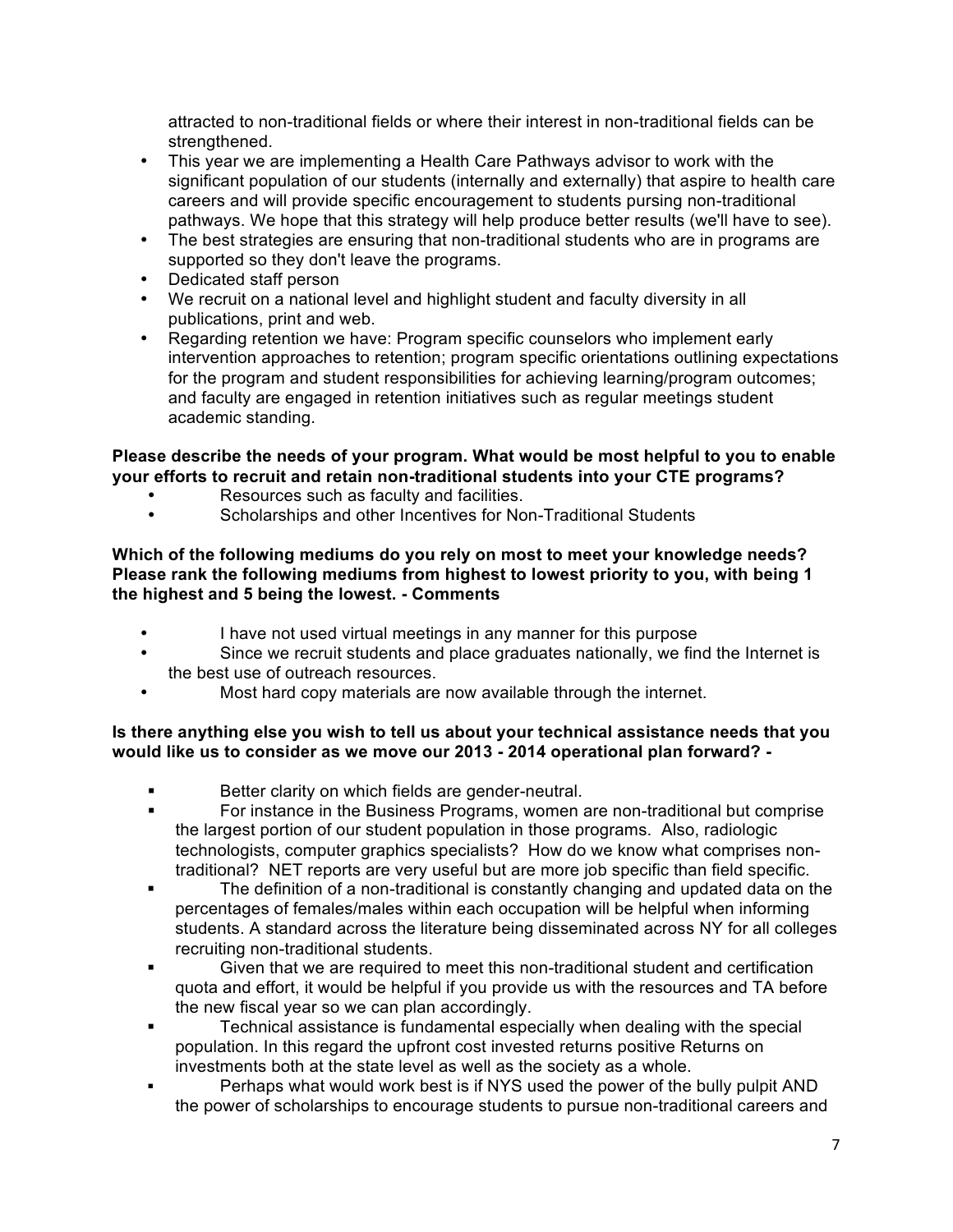attracted to non-traditional fields or where their interest in non-traditional fields can be strengthened.

- This year we are implementing a Health Care Pathways advisor to work with the significant population of our students (internally and externally) that aspire to health care careers and will provide specific encouragement to students pursing non-traditional pathways. We hope that this strategy will help produce better results (we'll have to see).
- The best strategies are ensuring that non-traditional students who are in programs are supported so they don't leave the programs.
- Dedicated staff person
- We recruit on a national level and highlight student and faculty diversity in all publications, print and web.
- Regarding retention we have: Program specific counselors who implement early intervention approaches to retention; program specific orientations outlining expectations for the program and student responsibilities for achieving learning/program outcomes; and faculty are engaged in retention initiatives such as regular meetings student academic standing.

**Please describe the needs of your program. What would be most helpful to you to enable your efforts to recruit and retain non-traditional students into your CTE programs?**

- Resources such as faculty and facilities.
- Scholarships and other Incentives for Non-Traditional Students

**Which of the following mediums do you rely on most to meet your knowledge needs? Please rank the following mediums from highest to lowest priority to you, with being 1 the highest and 5 being the lowest. - Comments**

- I have not used virtual meetings in any manner for this purpose
- Since we recruit students and place graduates nationally, we find the Internet is the best use of outreach resources.
- Most hard copy materials are now available through the internet.

**Is there anything else you wish to tell us about your technical assistance needs that you would like us to consider as we move our 2013 - 2014 operational plan forward? -**

- Better clarity on which fields are gender-neutral.
- For instance in the Business Programs, women are non-traditional but comprise the largest portion of our student population in those programs. Also, radiologic technologists, computer graphics specialists? How do we know what comprises non-traditional? NET reports are very useful but are more job specific than field specific.
- The definition of a non-traditional is constantly changing and updated data on the percentages of females/males within each occupation will be helpful when informing students. A standard across the literature being disseminated across NY for all colleges recruiting non-traditional students.
- Given that we are required to meet this non-traditional student and certification quota and effort, it would be helpful if you provide us with the resources and TA before the new fiscal year so we can plan accordingly.
- Technical assistance is fundamental especially when dealing with the special population. In this regard the upfront cost invested returns positive Returns on investments both at the state level as well as the society as a whole.
- Perhaps what would work best is if NYS used the power of the bully pulpit AND the power of scholarships to encourage students to pursue non-traditional careers and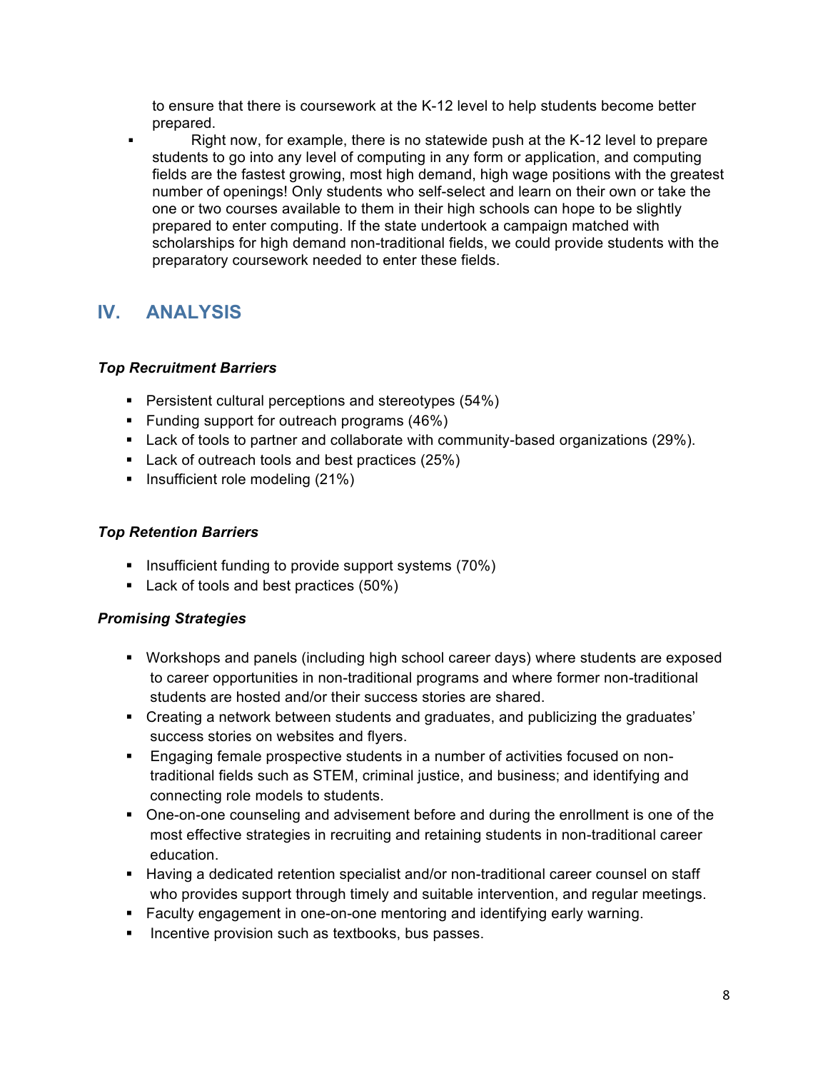to ensure that there is coursework at the K-12 level to help students become better prepared.

- Right now, for example, there is no statewide push at the K-12 level to prepare students to go into any level of computing in any form or application, and computing fields are the fastest growing, most high demand, high wage positions with the greatest number of openings! Only students who self-select and learn on their own or take the one or two courses available to them in their high schools can hope to be slightly prepared to enter computing. If the state undertook a campaign matched with scholarships for high demand non-traditional fields, we could provide students with the preparatory coursework needed to enter these fields.

## IV. ANALYSIS

### *Top Recruitment Barriers*

- Persistent cultural perceptions and stereotypes (54%)
- Funding support for outreach programs (46%)
- Lack of tools to partner and collaborate with community-based organizations (29%).
- Lack of outreach tools and best practices (25%)
- Insufficient role modeling (21%)

### *Top Retention Barriers*

- Insufficient funding to provide support systems (70%)
- Lack of tools and best practices (50%)

### *Promising Strategies*

- Workshops and panels (including high school career days) where students are exposed to career opportunities in non-traditional programs and where former non-traditional students are hosted and/or their success stories are shared.
- Creating a network between students and graduates, and publicizing the graduates' success stories on websites and flyers.
- Engaging female prospective students in a number of activities focused on non-traditional fields such as STEM, criminal justice, and business; and identifying and connecting role models to students.
- One-on-one counseling and advisement before and during the enrollment is one of the most effective strategies in recruiting and retaining students in non-traditional career education.
- Having a dedicated retention specialist and/or non-traditional career counsel on staff who provides support through timely and suitable intervention, and regular meetings.
- Faculty engagement in one-on-one mentoring and identifying early warning.
- Incentive provision such as textbooks, bus passes.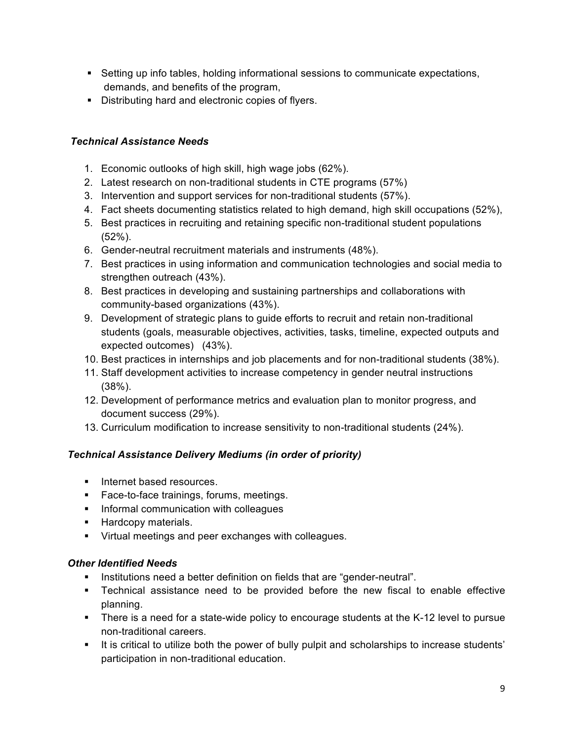- Setting up info tables, holding informational sessions to communicate expectations, demands, and benefits of the program,
- Distributing hard and electronic copies of flyers.

***Technical Assistance Needs***

1. Economic outlooks of high skill, high wage jobs (62%).
2. Latest research on non-traditional students in CTE programs (57%)
3. Intervention and support services for non-traditional students (57%).
4. Fact sheets documenting statistics related to high demand, high skill occupations (52%),
5. Best practices in recruiting and retaining specific non-traditional student populations (52%).
6. Gender-neutral recruitment materials and instruments (48%).
7. Best practices in using information and communication technologies and social media to strengthen outreach (43%).
8. Best practices in developing and sustaining partnerships and collaborations with community-based organizations (43%).
9. Development of strategic plans to guide efforts to recruit and retain non-traditional students (goals, measurable objectives, activities, tasks, timeline, expected outputs and expected outcomes) (43%).
10. Best practices in internships and job placements and for non-traditional students (38%).
11. Staff development activities to increase competency in gender neutral instructions (38%).
12. Development of performance metrics and evaluation plan to monitor progress, and document success (29%).
13. Curriculum modification to increase sensitivity to non-traditional students (24%).

***Technical Assistance Delivery Mediums (in order of priority)***

- Internet based resources.
- Face-to-face trainings, forums, meetings.
- Informal communication with colleagues
- Hardcopy materials.
- Virtual meetings and peer exchanges with colleagues.

***Other Identified Needs***

- Institutions need a better definition on fields that are "gender-neutral".
- Technical assistance need to be provided before the new fiscal to enable effective planning.
- There is a need for a state-wide policy to encourage students at the K-12 level to pursue non-traditional careers.
- It is critical to utilize both the power of bully pulpit and scholarships to increase students' participation in non-traditional education.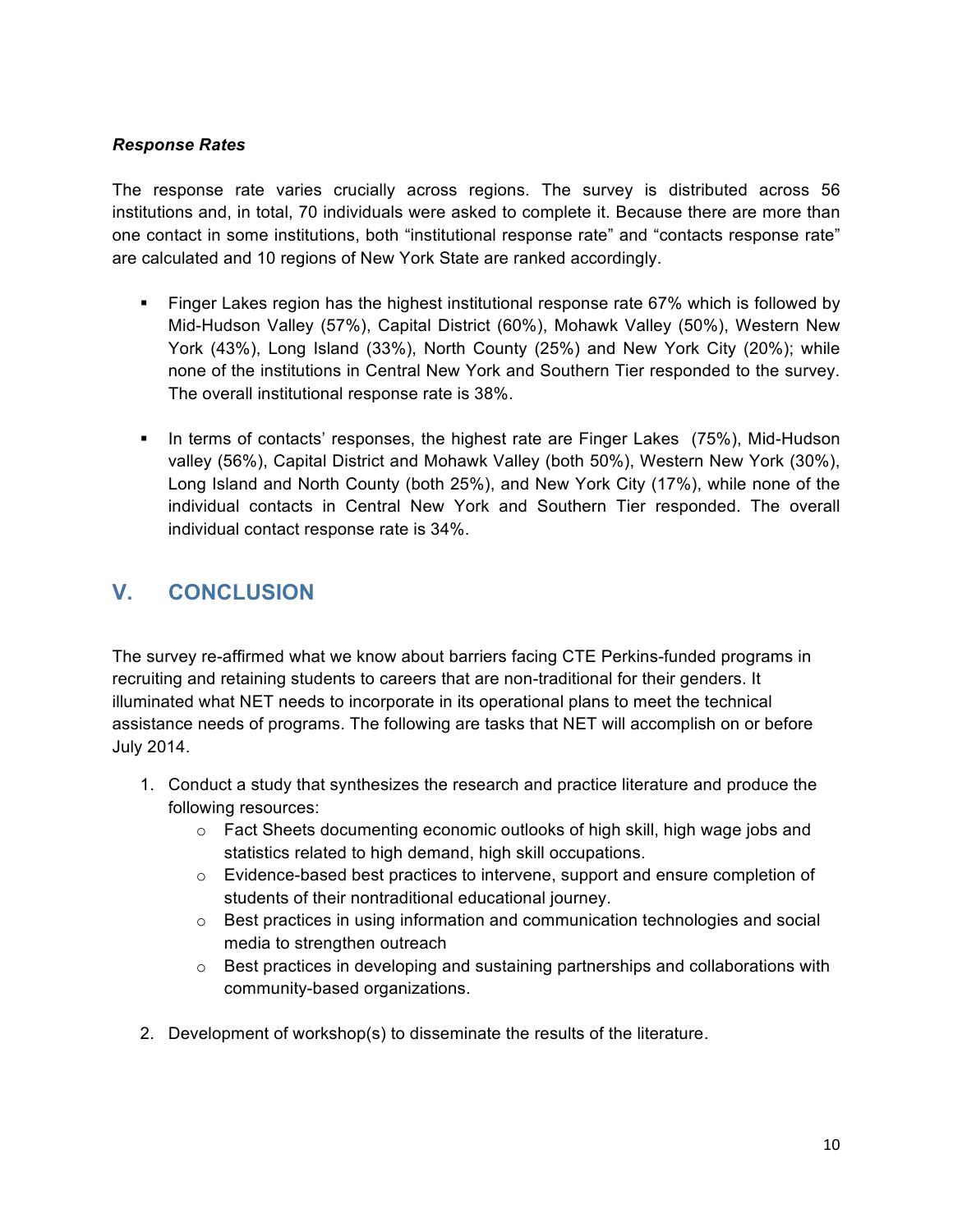***Response Rates***

The response rate varies crucially across regions. The survey is distributed across 56 institutions and, in total, 70 individuals were asked to complete it. Because there are more than one contact in some institutions, both "institutional response rate" and "contacts response rate" are calculated and 10 regions of New York State are ranked accordingly.

- Finger Lakes region has the highest institutional response rate 67% which is followed by Mid-Hudson Valley (57%), Capital District (60%), Mohawk Valley (50%), Western New York (43%), Long Island (33%), North County (25%) and New York City (20%); while none of the institutions in Central New York and Southern Tier responded to the survey. The overall institutional response rate is 38%.

- In terms of contacts' responses, the highest rate are Finger Lakes (75%), Mid-Hudson valley (56%), Capital District and Mohawk Valley (both 50%), Western New York (30%), Long Island and North County (both 25%), and New York City (17%), while none of the individual contacts in Central New York and Southern Tier responded. The overall individual contact response rate is 34%.

## V. CONCLUSION

The survey re-affirmed what we know about barriers facing CTE Perkins-funded programs in recruiting and retaining students to careers that are non-traditional for their genders. It illuminated what NET needs to incorporate in its operational plans to meet the technical assistance needs of programs. The following are tasks that NET will accomplish on or before July 2014.

1. Conduct a study that synthesizes the research and practice literature and produce the following resources:
   - Fact Sheets documenting economic outlooks of high skill, high wage jobs and statistics related to high demand, high skill occupations.
   - Evidence-based best practices to intervene, support and ensure completion of students of their nontraditional educational journey.
   - Best practices in using information and communication technologies and social media to strengthen outreach
   - Best practices in developing and sustaining partnerships and collaborations with community-based organizations.

2. Development of workshop(s) to disseminate the results of the literature.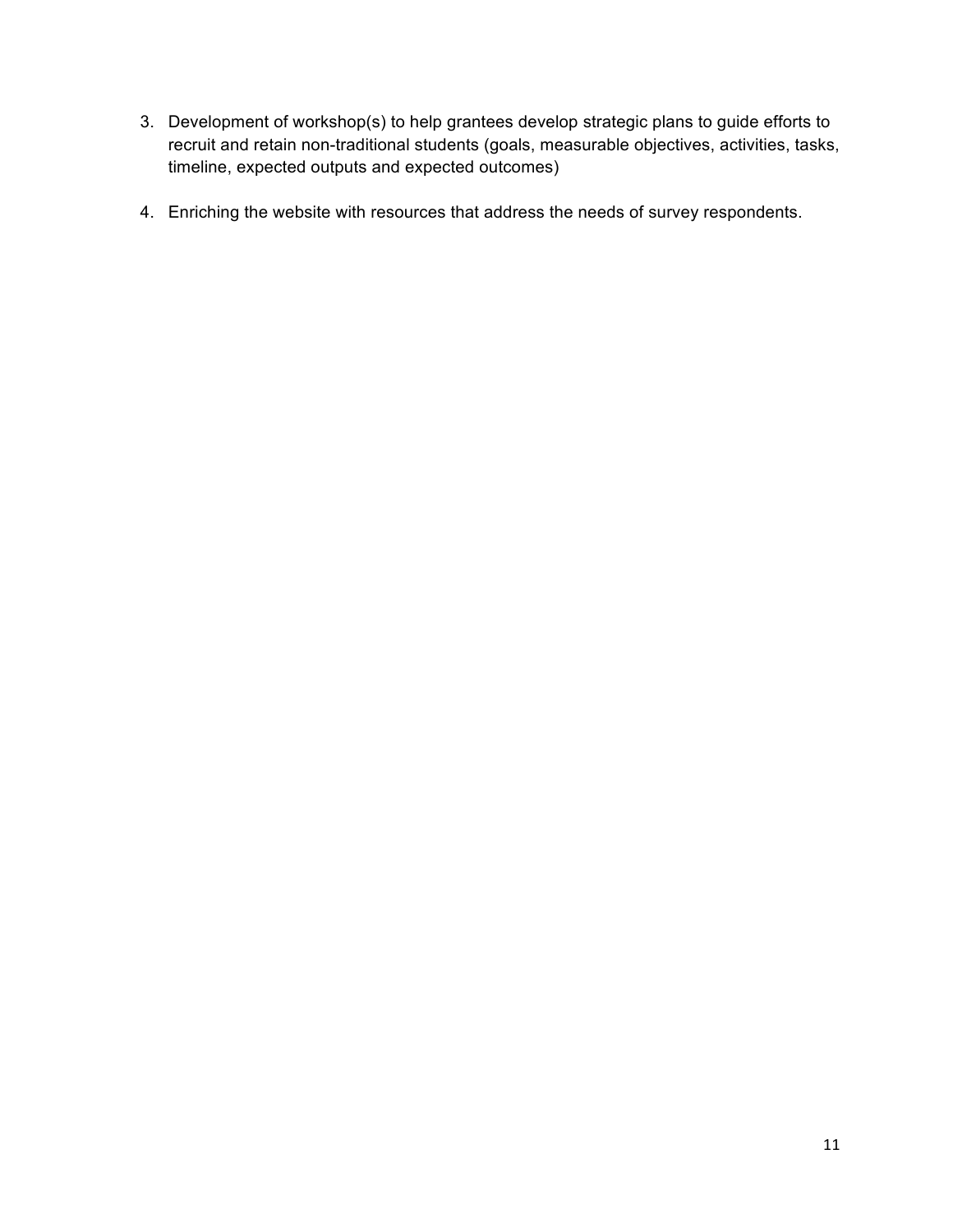3. Development of workshop(s) to help grantees develop strategic plans to guide efforts to recruit and retain non-traditional students (goals, measurable objectives, activities, tasks, timeline, expected outputs and expected outcomes)

4. Enriching the website with resources that address the needs of survey respondents.